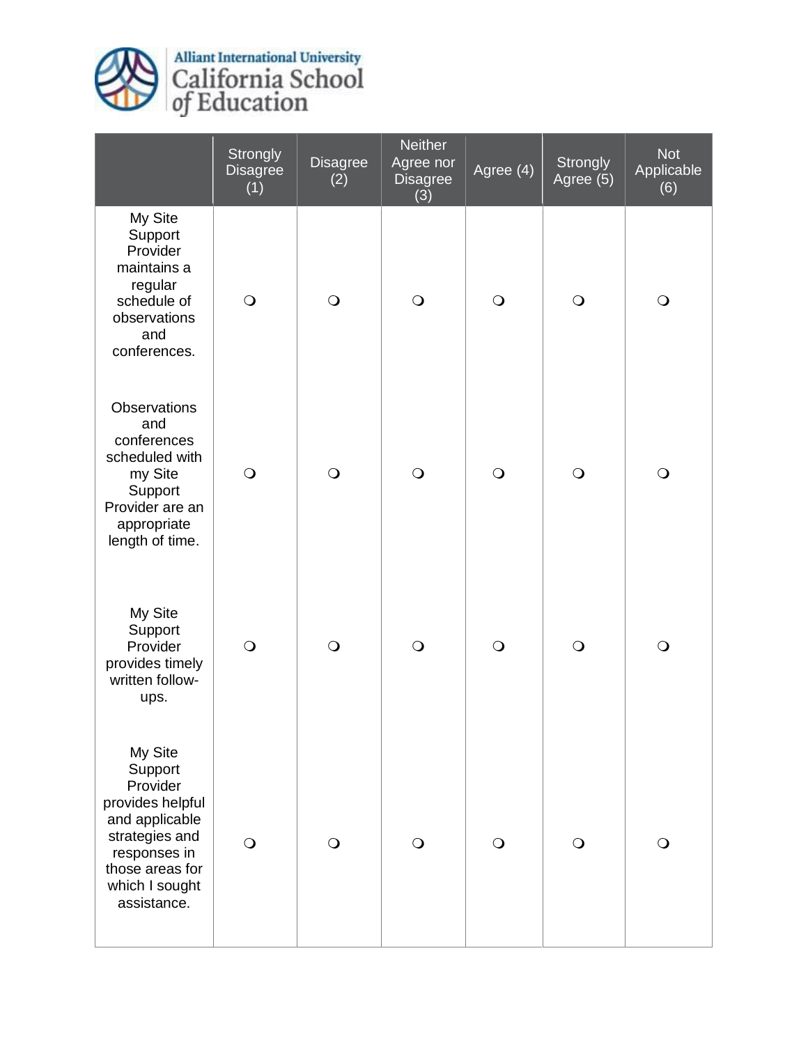Alliant International University California School of Education

| | Strongly Disagree (1) | Disagree (2) | Neither Agree nor Disagree (3) | Agree (4) | Strongly Agree (5) | Not Applicable (6) |
| --- | --- | --- | --- | --- | --- | --- |
| My Site Support Provider maintains a regular schedule of observations and conferences. | ❍ | ❍ | ❍ | ❍ | ❍ | ❍ |
| Observations and conferences scheduled with my Site Support Provider are an appropriate length of time. | ❍ | ❍ | ❍ | ❍ | ❍ | ❍ |
| My Site Support Provider provides timely written follow-ups. | ❍ | ❍ | ❍ | ❍ | ❍ | ❍ |
| My Site Support Provider provides helpful and applicable strategies and responses in those areas for which I sought assistance. | ❍ | ❍ | ❍ | ❍ | ❍ | ❍ |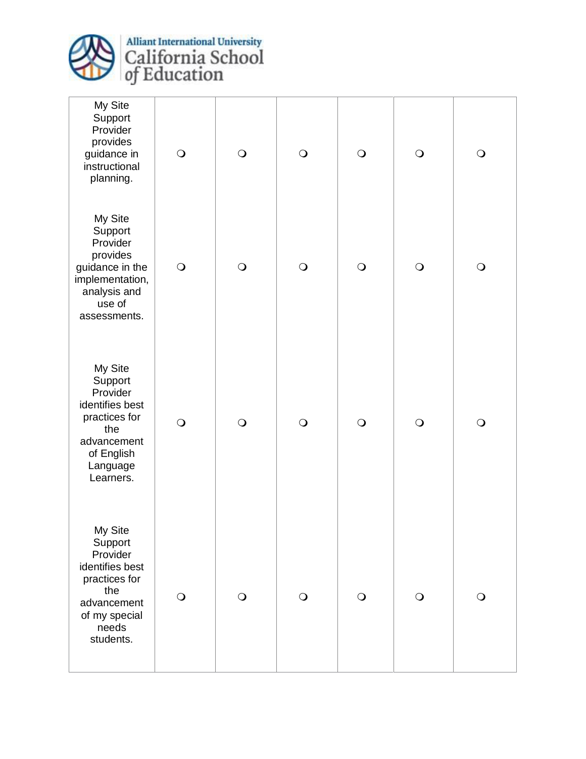| | | | | | | |
|---|---|---|---|---|---|---|
| My Site Support Provider provides guidance in instructional planning. | ❍ | ❍ | ❍ | ❍ | ❍ | ❍ |
| My Site Support Provider provides guidance in the implementation, analysis and use of assessments. | ❍ | ❍ | ❍ | ❍ | ❍ | ❍ |
| My Site Support Provider identifies best practices for the advancement of English Language Learners. | ❍ | ❍ | ❍ | ❍ | ❍ | ❍ |
| My Site Support Provider identifies best practices for the advancement of my special needs students. | ❍ | ❍ | ❍ | ❍ | ❍ | ❍ |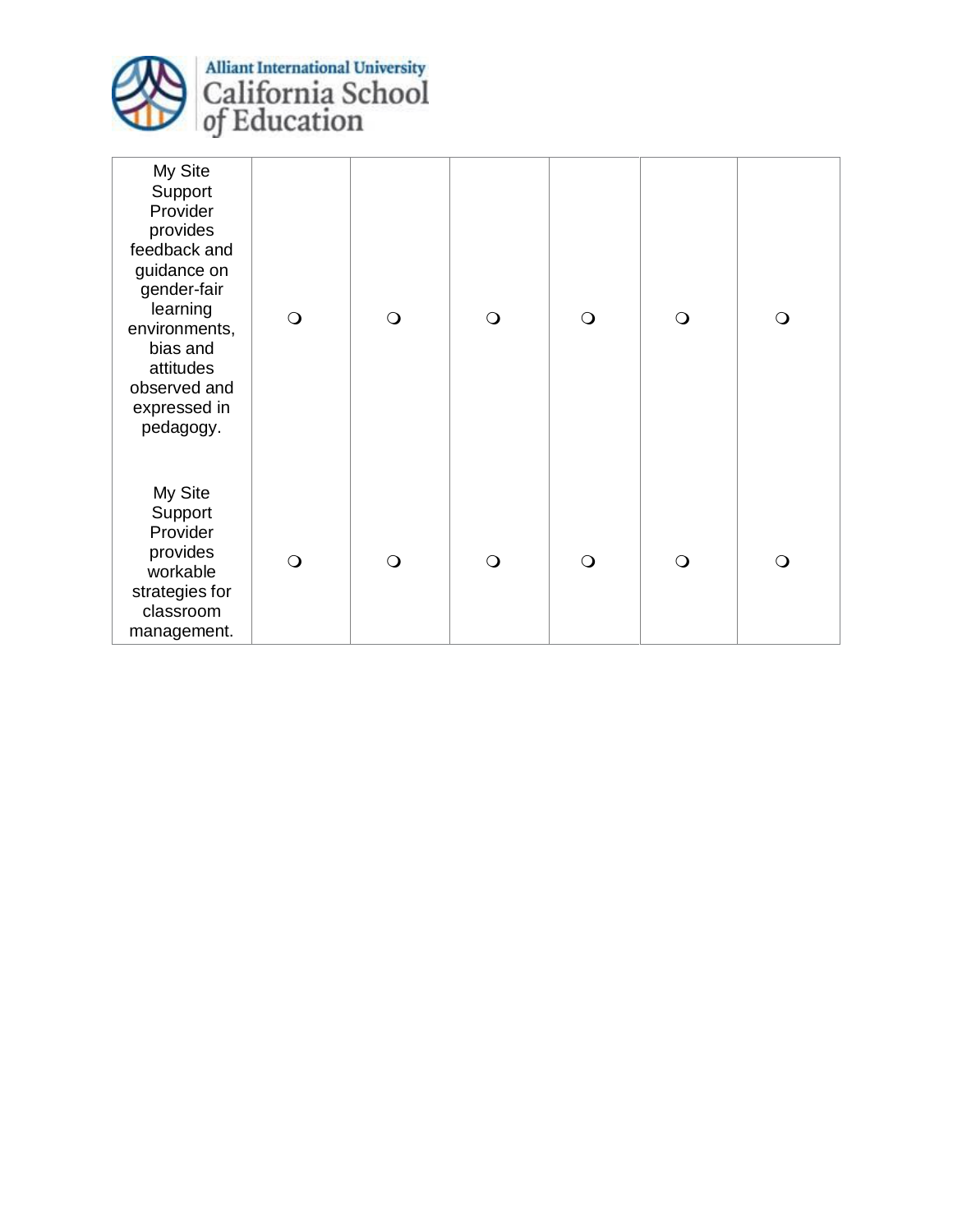| | | | | | | |
|---|---|---|---|---|---|---|
| My Site Support Provider provides feedback and guidance on gender-fair learning environments, bias and attitudes observed and expressed in pedagogy. | ❍ | ❍ | ❍ | ❍ | ❍ | ❍ |
| My Site Support Provider provides workable strategies for classroom management. | ❍ | ❍ | ❍ | ❍ | ❍ | ❍ |